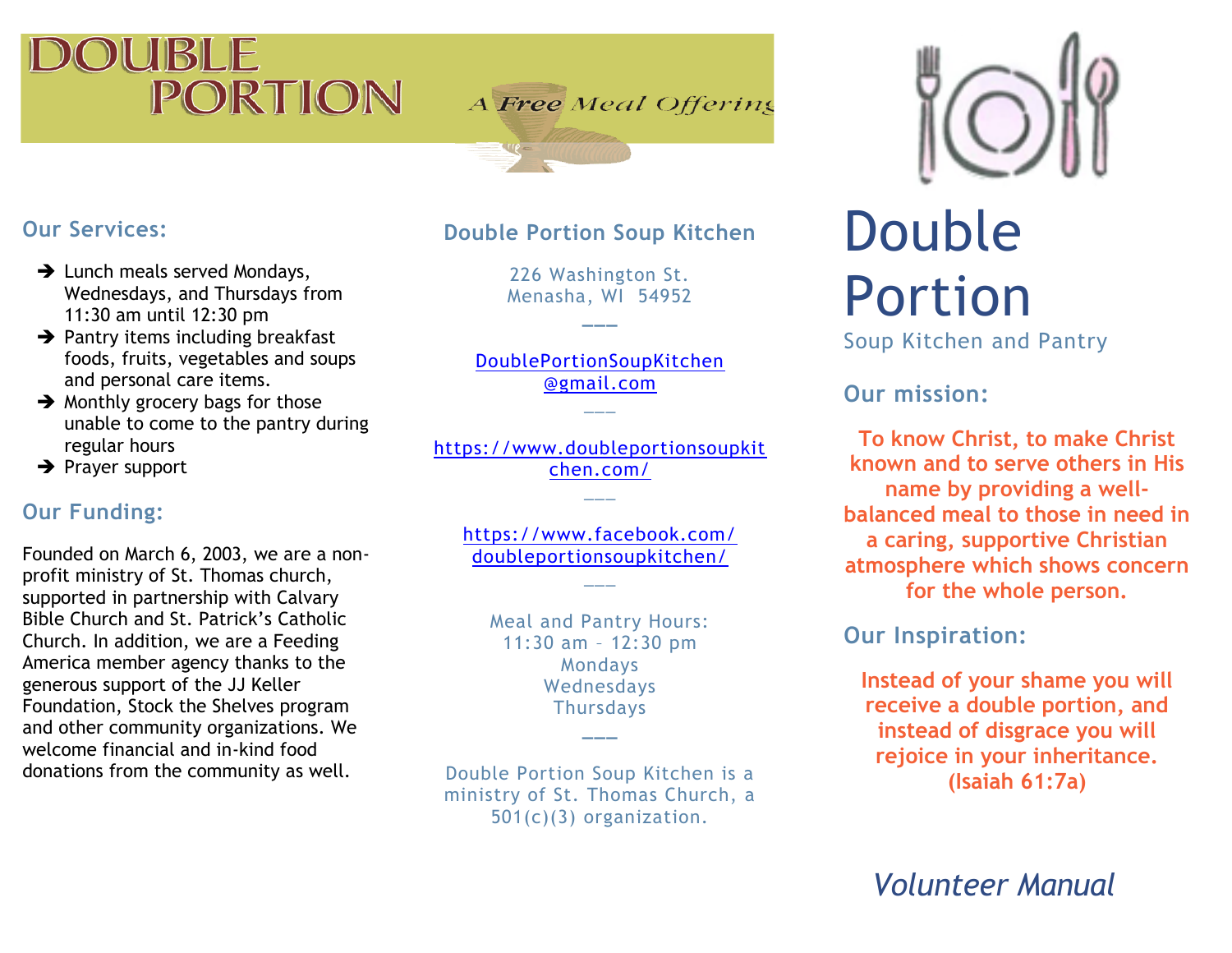# DOUBLE PORTION

*A Free Meal Offering*

## Our Services:

- Lunch meals served Mondays, Wednesdays, and Thursdays from 11:30 am until 12:30 pm
- Pantry items including breakfast foods, fruits, vegetables and soups and personal care items.
- Monthly grocery bags for those unable to come to the pantry during regular hours
- Prayer support

## Our Funding:

Founded on March 6, 2003, we are a non-profit ministry of St. Thomas church, supported in partnership with Calvary Bible Church and St. Patrick's Catholic Church. In addition, we are a Feeding America member agency thanks to the generous support of the JJ Keller Foundation, Stock the Shelves program and other community organizations. We welcome financial and in-kind food donations from the community as well.

## Double Portion Soup Kitchen

226 Washington St.
Menasha, WI 54952

---

DoublePortionSoupKitchen@gmail.com

---

https://www.doubleportionsoupkitchen.com/

---

https://www.facebook.com/doubleportionsoupkitchen/

---

Meal and Pantry Hours:
11:30 am – 12:30 pm
Mondays
Wednesdays
Thursdays

---

Double Portion Soup Kitchen is a ministry of St. Thomas Church, a 501(c)(3) organization.

# Double Portion

Soup Kitchen and Pantry

## Our mission:

**To know Christ, to make Christ known and to serve others in His name by providing a well-balanced meal to those in need in a caring, supportive Christian atmosphere which shows concern for the whole person.**

## Our Inspiration:

**Instead of your shame you will receive a double portion, and instead of disgrace you will rejoice in your inheritance. (Isaiah 61:7a)**

*Volunteer Manual*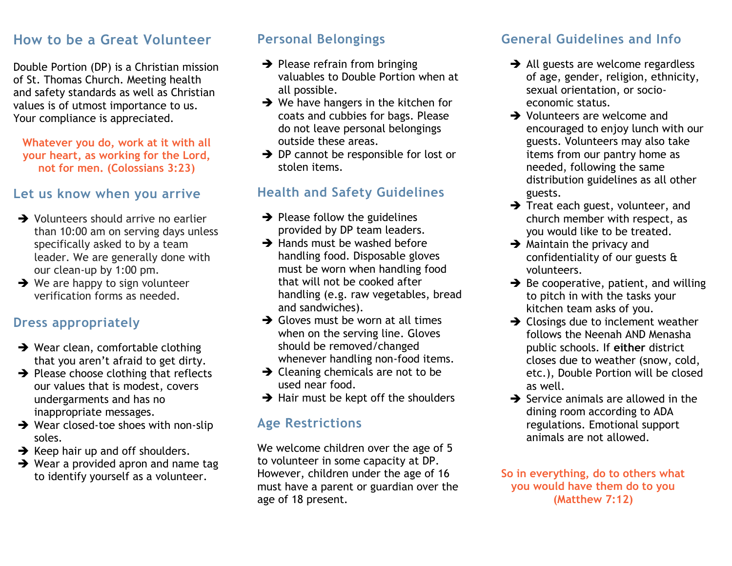## How to be a Great Volunteer

Double Portion (DP) is a Christian mission of St. Thomas Church. Meeting health and safety standards as well as Christian values is of utmost importance to us. Your compliance is appreciated.

**Whatever you do, work at it with all your heart, as working for the Lord, not for men. (Colossians 3:23)**

## Let us know when you arrive

- Volunteers should arrive no earlier than 10:00 am on serving days unless specifically asked to by a team leader. We are generally done with our clean-up by 1:00 pm.
- We are happy to sign volunteer verification forms as needed.

## Dress appropriately

- Wear clean, comfortable clothing that you aren't afraid to get dirty.
- Please choose clothing that reflects our values that is modest, covers undergarments and has no inappropriate messages.
- Wear closed-toe shoes with non-slip soles.
- Keep hair up and off shoulders.
- Wear a provided apron and name tag to identify yourself as a volunteer.

## Personal Belongings

- Please refrain from bringing valuables to Double Portion when at all possible.
- We have hangers in the kitchen for coats and cubbies for bags. Please do not leave personal belongings outside these areas.
- DP cannot be responsible for lost or stolen items.

## Health and Safety Guidelines

- Please follow the guidelines provided by DP team leaders.
- Hands must be washed before handling food. Disposable gloves must be worn when handling food that will not be cooked after handling (e.g. raw vegetables, bread and sandwiches).
- Gloves must be worn at all times when on the serving line. Gloves should be removed/changed whenever handling non-food items.
- Cleaning chemicals are not to be used near food.
- Hair must be kept off the shoulders

## Age Restrictions

We welcome children over the age of 5 to volunteer in some capacity at DP. However, children under the age of 16 must have a parent or guardian over the age of 18 present.

## General Guidelines and Info

- All guests are welcome regardless of age, gender, religion, ethnicity, sexual orientation, or socio-economic status.
- Volunteers are welcome and encouraged to enjoy lunch with our guests. Volunteers may also take items from our pantry home as needed, following the same distribution guidelines as all other guests.
- Treat each guest, volunteer, and church member with respect, as you would like to be treated.
- Maintain the privacy and confidentiality of our guests & volunteers.
- Be cooperative, patient, and willing to pitch in with the tasks your kitchen team asks of you.
- Closings due to inclement weather follows the Neenah AND Menasha public schools. If **either** district closes due to weather (snow, cold, etc.), Double Portion will be closed as well.
- Service animals are allowed in the dining room according to ADA regulations. Emotional support animals are not allowed.

**So in everything, do to others what you would have them do to you (Matthew 7:12)**